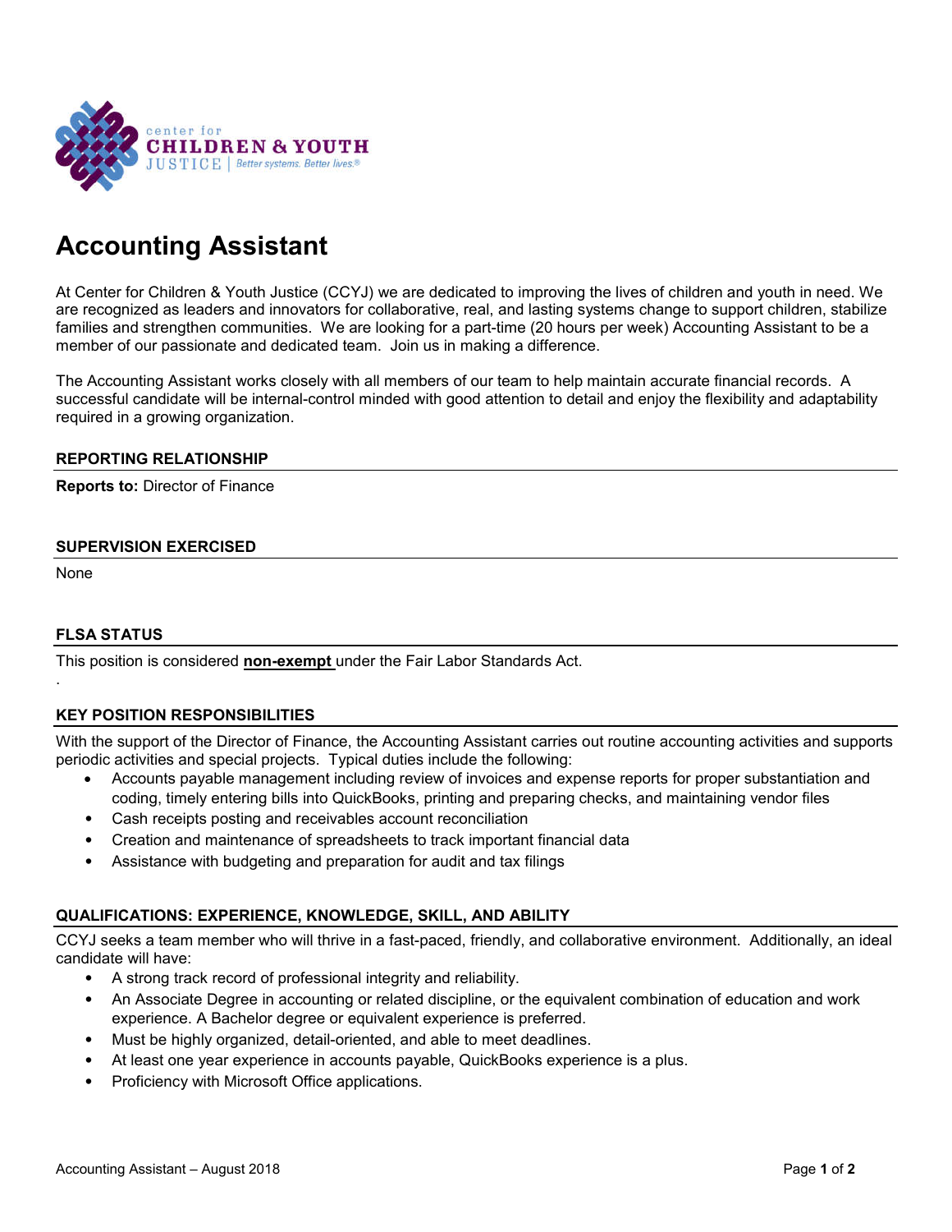center for **CHILDREN & YOUTH** JUSTICE | Better systems. Better lives.®

# Accounting Assistant

At Center for Children & Youth Justice (CCYJ) we are dedicated to improving the lives of children and youth in need. We are recognized as leaders and innovators for collaborative, real, and lasting systems change to support children, stabilize families and strengthen communities. We are looking for a part-time (20 hours per week) Accounting Assistant to be a member of our passionate and dedicated team. Join us in making a difference.

The Accounting Assistant works closely with all members of our team to help maintain accurate financial records. A successful candidate will be internal-control minded with good attention to detail and enjoy the flexibility and adaptability required in a growing organization.

## REPORTING RELATIONSHIP

**Reports to:** Director of Finance

## SUPERVISION EXERCISED

None

## FLSA STATUS

This position is considered **non-exempt** under the Fair Labor Standards Act.

## KEY POSITION RESPONSIBILITIES

With the support of the Director of Finance, the Accounting Assistant carries out routine accounting activities and supports periodic activities and special projects. Typical duties include the following:

- Accounts payable management including review of invoices and expense reports for proper substantiation and coding, timely entering bills into QuickBooks, printing and preparing checks, and maintaining vendor files
- Cash receipts posting and receivables account reconciliation
- Creation and maintenance of spreadsheets to track important financial data
- Assistance with budgeting and preparation for audit and tax filings

## QUALIFICATIONS: EXPERIENCE, KNOWLEDGE, SKILL, AND ABILITY

CCYJ seeks a team member who will thrive in a fast-paced, friendly, and collaborative environment. Additionally, an ideal candidate will have:

- A strong track record of professional integrity and reliability.
- An Associate Degree in accounting or related discipline, or the equivalent combination of education and work experience. A Bachelor degree or equivalent experience is preferred.
- Must be highly organized, detail-oriented, and able to meet deadlines.
- At least one year experience in accounts payable, QuickBooks experience is a plus.
- Proficiency with Microsoft Office applications.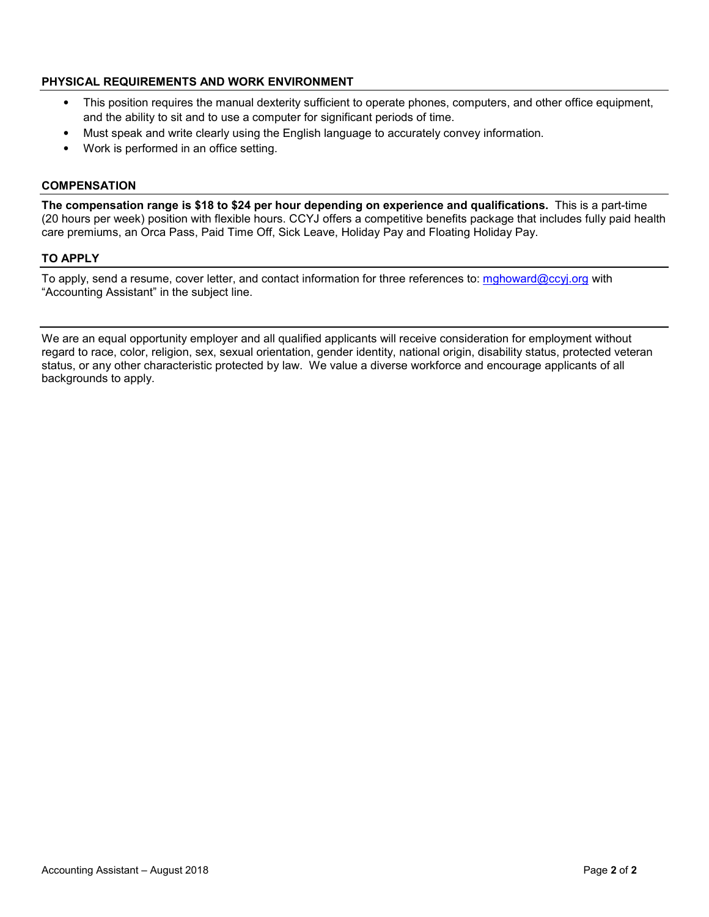## PHYSICAL REQUIREMENTS AND WORK ENVIRONMENT

- This position requires the manual dexterity sufficient to operate phones, computers, and other office equipment, and the ability to sit and to use a computer for significant periods of time.
- Must speak and write clearly using the English language to accurately convey information.
- Work is performed in an office setting.

## COMPENSATION

**The compensation range is $18 to $24 per hour depending on experience and qualifications.** This is a part-time (20 hours per week) position with flexible hours. CCYJ offers a competitive benefits package that includes fully paid health care premiums, an Orca Pass, Paid Time Off, Sick Leave, Holiday Pay and Floating Holiday Pay.

## TO APPLY

To apply, send a resume, cover letter, and contact information for three references to: mghoward@ccyj.org with "Accounting Assistant" in the subject line.

---

We are an equal opportunity employer and all qualified applicants will receive consideration for employment without regard to race, color, religion, sex, sexual orientation, gender identity, national origin, disability status, protected veteran status, or any other characteristic protected by law. We value a diverse workforce and encourage applicants of all backgrounds to apply.